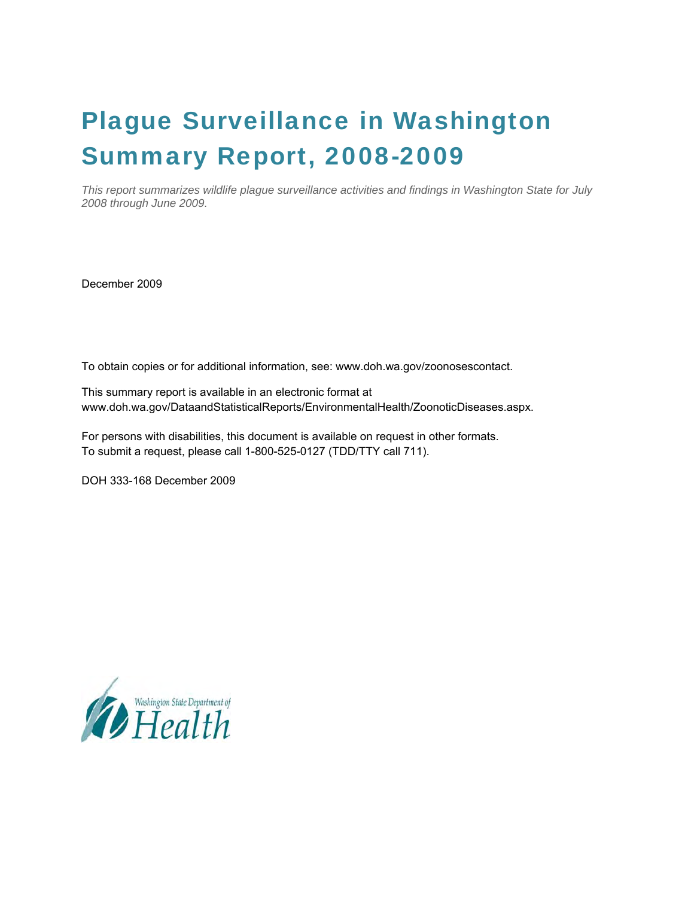# Plague Surveillance in Washington Summary Report, 2008-2009

*This report summarizes wildlife plague surveillance activities and findings in Washington State for July 2008 through June 2009.*

December 2009

To obtain copies or for additional information, see: www.doh.wa.gov/zoonosescontact.

This summary report is available in an electronic format at www.doh.wa.gov/DataandStatisticalReports/EnvironmentalHealth/ZoonoticDiseases.aspx.

For persons with disabilities, this document is available on request in other formats. To submit a request, please call 1-800-525-0127 (TDD/TTY call 711).

DOH 333-168 December 2009

Washington State Department of Health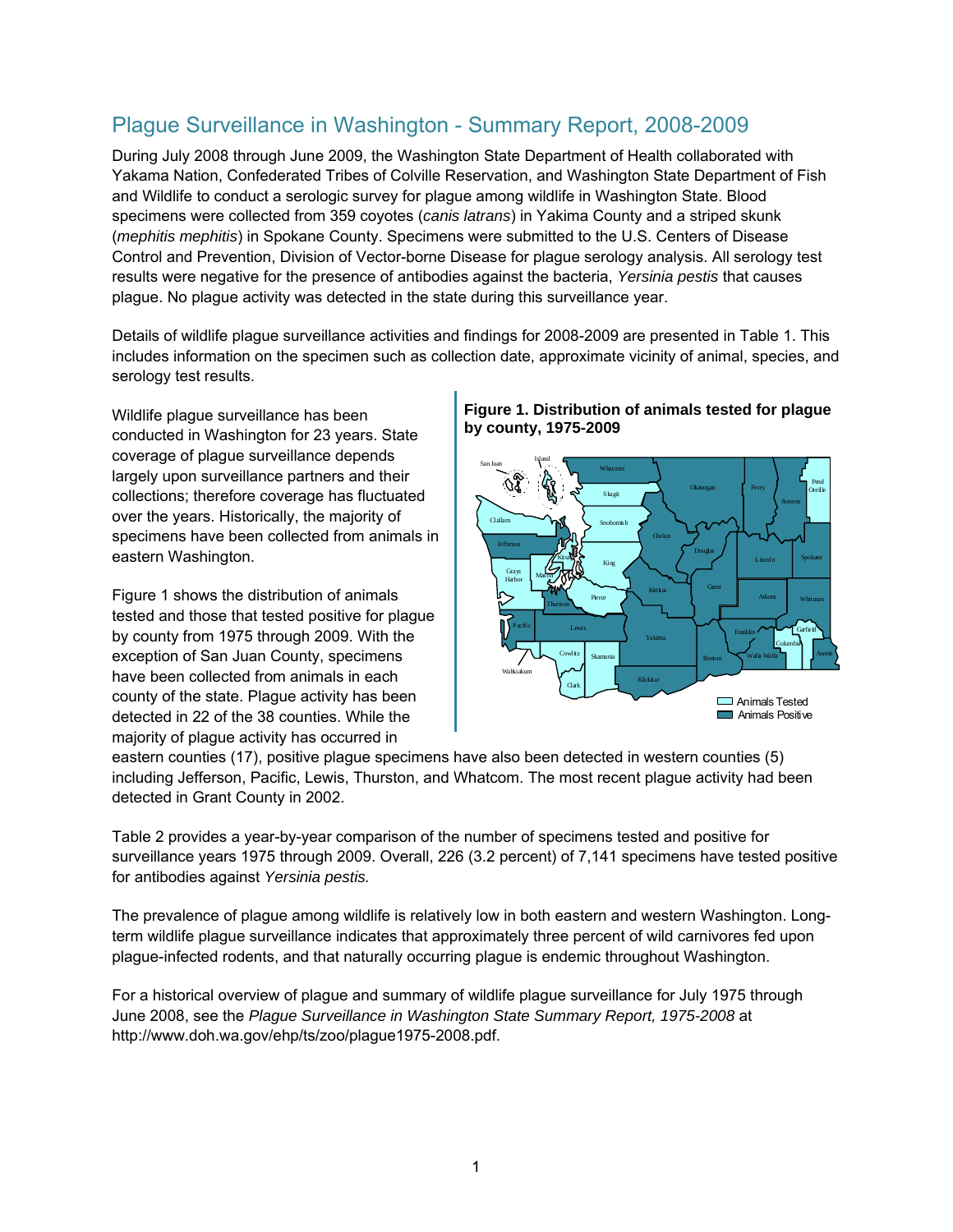# Plague Surveillance in Washington - Summary Report, 2008-2009

During July 2008 through June 2009, the Washington State Department of Health collaborated with Yakama Nation, Confederated Tribes of Colville Reservation, and Washington State Department of Fish and Wildlife to conduct a serologic survey for plague among wildlife in Washington State. Blood specimens were collected from 359 coyotes (*canis latrans*) in Yakima County and a striped skunk (*mephitis mephitis*) in Spokane County. Specimens were submitted to the U.S. Centers of Disease Control and Prevention, Division of Vector-borne Disease for plague serology analysis. All serology test results were negative for the presence of antibodies against the bacteria, *Yersinia pestis* that causes plague. No plague activity was detected in the state during this surveillance year.

Details of wildlife plague surveillance activities and findings for 2008-2009 are presented in Table 1. This includes information on the specimen such as collection date, approximate vicinity of animal, species, and serology test results.

Wildlife plague surveillance has been conducted in Washington for 23 years. State coverage of plague surveillance depends largely upon surveillance partners and their collections; therefore coverage has fluctuated over the years. Historically, the majority of specimens have been collected from animals in eastern Washington.

Figure 1 shows the distribution of animals tested and those that tested positive for plague by county from 1975 through 2009. With the exception of San Juan County, specimens have been collected from animals in each county of the state. Plague activity has been detected in 22 of the 38 counties. While the majority of plague activity has occurred in eastern counties (17), positive plague specimens have also been detected in western counties (5) including Jefferson, Pacific, Lewis, Thurston, and Whatcom. The most recent plague activity had been detected in Grant County in 2002.

**Figure 1. Distribution of animals tested for plague by county, 1975-2009**

Table 2 provides a year-by-year comparison of the number of specimens tested and positive for surveillance years 1975 through 2009. Overall, 226 (3.2 percent) of 7,141 specimens have tested positive for antibodies against *Yersinia pestis.*

The prevalence of plague among wildlife is relatively low in both eastern and western Washington. Long-term wildlife plague surveillance indicates that approximately three percent of wild carnivores fed upon plague-infected rodents, and that naturally occurring plague is endemic throughout Washington.

For a historical overview of plague and summary of wildlife plague surveillance for July 1975 through June 2008, see the *Plague Surveillance in Washington State Summary Report, 1975-2008* at http://www.doh.wa.gov/ehp/ts/zoo/plague1975-2008.pdf.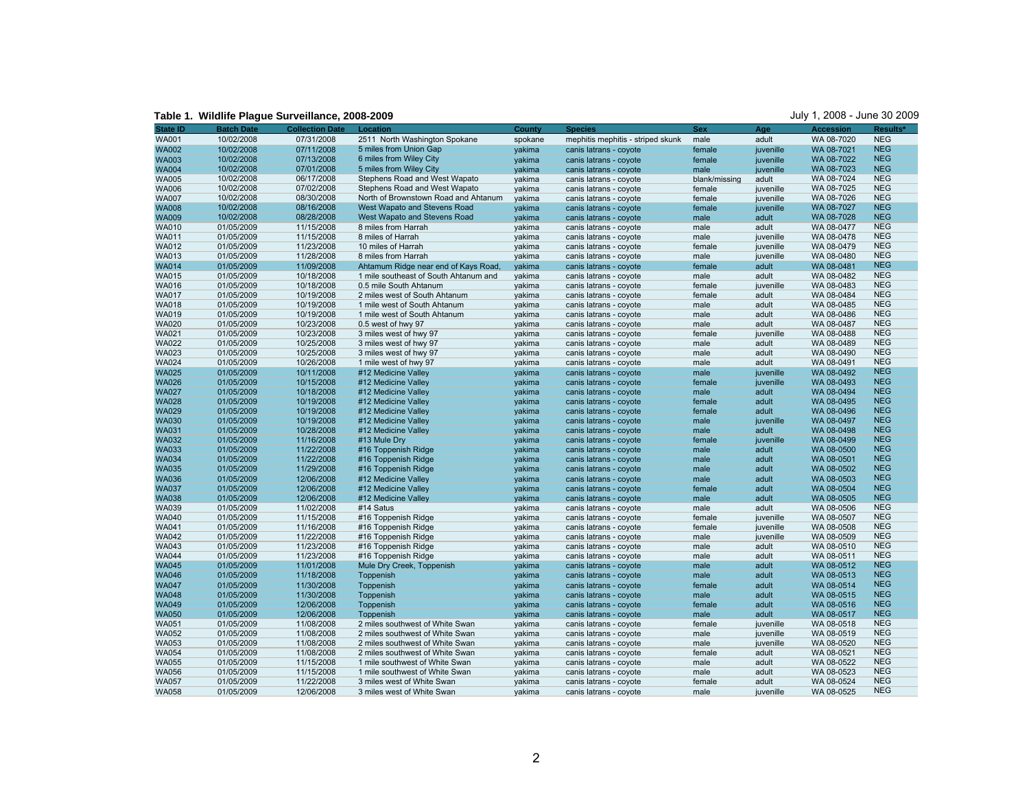**Table 1. Wildlife Plague Surveillance, 2008-2009**

July 1, 2008 - June 30 2009

| State ID | Batch Date | Collection Date | Location | County | Species | Sex | Age | Accession | Results* |
|---|---|---|---|---|---|---|---|---|---|
| WA001 | 10/02/2008 | 07/31/2008 | 2511 North Washington Spokane | spokane | mephitis mephitis - striped skunk | male | adult | WA 08-7020 | NEG |
| WA002 | 10/02/2008 | 07/11/2008 | 5 miles from Union Gap | yakima | canis latrans - coyote | female | juvenille | WA 08-7021 | NEG |
| WA003 | 10/02/2008 | 07/13/2008 | 6 miles from Wiley City | yakima | canis latrans - coyote | female | juvenille | WA 08-7022 | NEG |
| WA004 | 10/02/2008 | 07/01/2008 | 5 miles from Wiley City | yakima | canis latrans - coyote | male | juvenille | WA 08-7023 | NEG |
| WA005 | 10/02/2008 | 06/17/2008 | Stephens Road and West Wapato | yakima | canis latrans - coyote | blank/missing | adult | WA 08-7024 | NEG |
| WA006 | 10/02/2008 | 07/02/2008 | Stephens Road and West Wapato | yakima | canis latrans - coyote | female | juvenille | WA 08-7025 | NEG |
| WA007 | 10/02/2008 | 08/30/2008 | North of Brownstown Road and Ahtanum | yakima | canis latrans - coyote | female | juvenille | WA 08-7026 | NEG |
| WA008 | 10/02/2008 | 08/16/2008 | West Wapato and Stevens Road | yakima | canis latrans - coyote | female | juvenille | WA 08-7027 | NEG |
| WA009 | 10/02/2008 | 08/28/2008 | West Wapato and Stevens Road | yakima | canis latrans - coyote | male | adult | WA 08-7028 | NEG |
| WA010 | 01/05/2009 | 11/15/2008 | 8 miles from Harrah | yakima | canis latrans - coyote | male | adult | WA 08-0477 | NEG |
| WA011 | 01/05/2009 | 11/15/2008 | 8 miles of Harrah | yakima | canis latrans - coyote | male | juvenille | WA 08-0478 | NEG |
| WA012 | 01/05/2009 | 11/23/2008 | 10 miles of Harrah | yakima | canis latrans - coyote | female | juvenille | WA 08-0479 | NEG |
| WA013 | 01/05/2009 | 11/28/2008 | 8 miles from Harrah | yakima | canis latrans - coyote | male | juvenille | WA 08-0480 | NEG |
| WA014 | 01/05/2009 | 11/09/2008 | Ahtamum Ridge near end of Kays Road, | yakima | canis latrans - coyote | female | adult | WA 08-0481 | NEG |
| WA015 | 01/05/2009 | 10/18/2008 | 1 mile southeast of South Ahtanum and | yakima | canis latrans - coyote | male | adult | WA 08-0482 | NEG |
| WA016 | 01/05/2009 | 10/18/2008 | 0.5 mile South Ahtanum | yakima | canis latrans - coyote | female | juvenille | WA 08-0483 | NEG |
| WA017 | 01/05/2009 | 10/19/2008 | 2 miles west of South Ahtanum | yakima | canis latrans - coyote | female | adult | WA 08-0484 | NEG |
| WA018 | 01/05/2009 | 10/19/2008 | 1 mile west of South Ahtanum | yakima | canis latrans - coyote | male | adult | WA 08-0485 | NEG |
| WA019 | 01/05/2009 | 10/19/2008 | 1 mile west of South Ahtanum | yakima | canis latrans - coyote | male | adult | WA 08-0486 | NEG |
| WA020 | 01/05/2009 | 10/23/2008 | 0.5 west of hwy 97 | yakima | canis latrans - coyote | male | adult | WA 08-0487 | NEG |
| WA021 | 01/05/2009 | 10/23/2008 | 3 miles west of hwy 97 | yakima | canis latrans - coyote | female | juvenille | WA 08-0488 | NEG |
| WA022 | 01/05/2009 | 10/25/2008 | 3 miles west of hwy 97 | yakima | canis latrans - coyote | male | adult | WA 08-0489 | NEG |
| WA023 | 01/05/2009 | 10/25/2008 | 3 miles west of hwy 97 | yakima | canis latrans - coyote | male | adult | WA 08-0490 | NEG |
| WA024 | 01/05/2009 | 10/26/2008 | 1 mile west of hwy 97 | yakima | canis latrans - coyote | male | adult | WA 08-0491 | NEG |
| WA025 | 01/05/2009 | 10/11/2008 | #12 Medicine Valley | yakima | canis latrans - coyote | male | juvenille | WA 08-0492 | NEG |
| WA026 | 01/05/2009 | 10/15/2008 | #12 Medicine Valley | yakima | canis latrans - coyote | female | juvenille | WA 08-0493 | NEG |
| WA027 | 01/05/2009 | 10/18/2008 | #12 Medicine Valley | yakima | canis latrans - coyote | male | adult | WA 08-0494 | NEG |
| WA028 | 01/05/2009 | 10/19/2008 | #12 Medicine Valley | yakima | canis latrans - coyote | female | adult | WA 08-0495 | NEG |
| WA029 | 01/05/2009 | 10/19/2008 | #12 Medicine Valley | yakima | canis latrans - coyote | female | adult | WA 08-0496 | NEG |
| WA030 | 01/05/2009 | 10/19/2008 | #12 Medicine Valley | yakima | canis latrans - coyote | male | juvenille | WA 08-0497 | NEG |
| WA031 | 01/05/2009 | 10/28/2008 | #12 Medicine Valley | yakima | canis latrans - coyote | male | adult | WA 08-0498 | NEG |
| WA032 | 01/05/2009 | 11/16/2008 | #13 Mule Dry | yakima | canis latrans - coyote | female | juvenille | WA 08-0499 | NEG |
| WA033 | 01/05/2009 | 11/22/2008 | #16 Toppenish Ridge | yakima | canis latrans - coyote | male | adult | WA 08-0500 | NEG |
| WA034 | 01/05/2009 | 11/22/2008 | #16 Toppenish Ridge | yakima | canis latrans - coyote | male | adult | WA 08-0501 | NEG |
| WA035 | 01/05/2009 | 11/29/2008 | #16 Toppenish Ridge | yakima | canis latrans - coyote | male | adult | WA 08-0502 | NEG |
| WA036 | 01/05/2009 | 12/06/2008 | #12 Medicine Valley | yakima | canis latrans - coyote | male | adult | WA 08-0503 | NEG |
| WA037 | 01/05/2009 | 12/06/2008 | #12 Medicine Valley | yakima | canis latrans - coyote | female | adult | WA 08-0504 | NEG |
| WA038 | 01/05/2009 | 12/06/2008 | #12 Medicine Valley | yakima | canis latrans - coyote | male | adult | WA 08-0505 | NEG |
| WA039 | 01/05/2009 | 11/02/2008 | #14 Satus | yakima | canis latrans - coyote | male | adult | WA 08-0506 | NEG |
| WA040 | 01/05/2009 | 11/15/2008 | #16 Toppenish Ridge | yakima | canis latrans - coyote | female | juvenille | WA 08-0507 | NEG |
| WA041 | 01/05/2009 | 11/16/2008 | #16 Toppenish Ridge | yakima | canis latrans - coyote | female | juvenille | WA 08-0508 | NEG |
| WA042 | 01/05/2009 | 11/22/2008 | #16 Toppenish Ridge | yakima | canis latrans - coyote | male | juvenille | WA 08-0509 | NEG |
| WA043 | 01/05/2009 | 11/23/2008 | #16 Toppenish Ridge | yakima | canis latrans - coyote | male | adult | WA 08-0510 | NEG |
| WA044 | 01/05/2009 | 11/23/2008 | #16 Toppenish Ridge | yakima | canis latrans - coyote | male | adult | WA 08-0511 | NEG |
| WA045 | 01/05/2009 | 11/01/2008 | Mule Dry Creek, Toppenish | yakima | canis latrans - coyote | male | adult | WA 08-0512 | NEG |
| WA046 | 01/05/2009 | 11/18/2008 | Toppenish | yakima | canis latrans - coyote | male | adult | WA 08-0513 | NEG |
| WA047 | 01/05/2009 | 11/30/2008 | Toppenish | yakima | canis latrans - coyote | female | adult | WA 08-0514 | NEG |
| WA048 | 01/05/2009 | 11/30/2008 | Toppenish | yakima | canis latrans - coyote | male | adult | WA 08-0515 | NEG |
| WA049 | 01/05/2009 | 12/06/2008 | Toppenish | yakima | canis latrans - coyote | female | adult | WA 08-0516 | NEG |
| WA050 | 01/05/2009 | 12/06/2008 | Toppenish | yakima | canis latrans - coyote | male | adult | WA 08-0517 | NEG |
| WA051 | 01/05/2009 | 11/08/2008 | 2 miles southwest of White Swan | yakima | canis latrans - coyote | female | juvenille | WA 08-0518 | NEG |
| WA052 | 01/05/2009 | 11/08/2008 | 2 miles southwest of White Swan | yakima | canis latrans - coyote | male | juvenille | WA 08-0519 | NEG |
| WA053 | 01/05/2009 | 11/08/2008 | 2 miles southwest of White Swan | yakima | canis latrans - coyote | male | juvenille | WA 08-0520 | NEG |
| WA054 | 01/05/2009 | 11/08/2008 | 2 miles southwest of White Swan | yakima | canis latrans - coyote | female | adult | WA 08-0521 | NEG |
| WA055 | 01/05/2009 | 11/15/2008 | 1 mile southwest of White Swan | yakima | canis latrans - coyote | male | adult | WA 08-0522 | NEG |
| WA056 | 01/05/2009 | 11/15/2008 | 1 mile southwest of White Swan | yakima | canis latrans - coyote | male | adult | WA 08-0523 | NEG |
| WA057 | 01/05/2009 | 11/22/2008 | 3 miles west of White Swan | yakima | canis latrans - coyote | female | adult | WA 08-0524 | NEG |
| WA058 | 01/05/2009 | 12/06/2008 | 3 miles west of White Swan | yakima | canis latrans - coyote | male | juvenille | WA 08-0525 | NEG |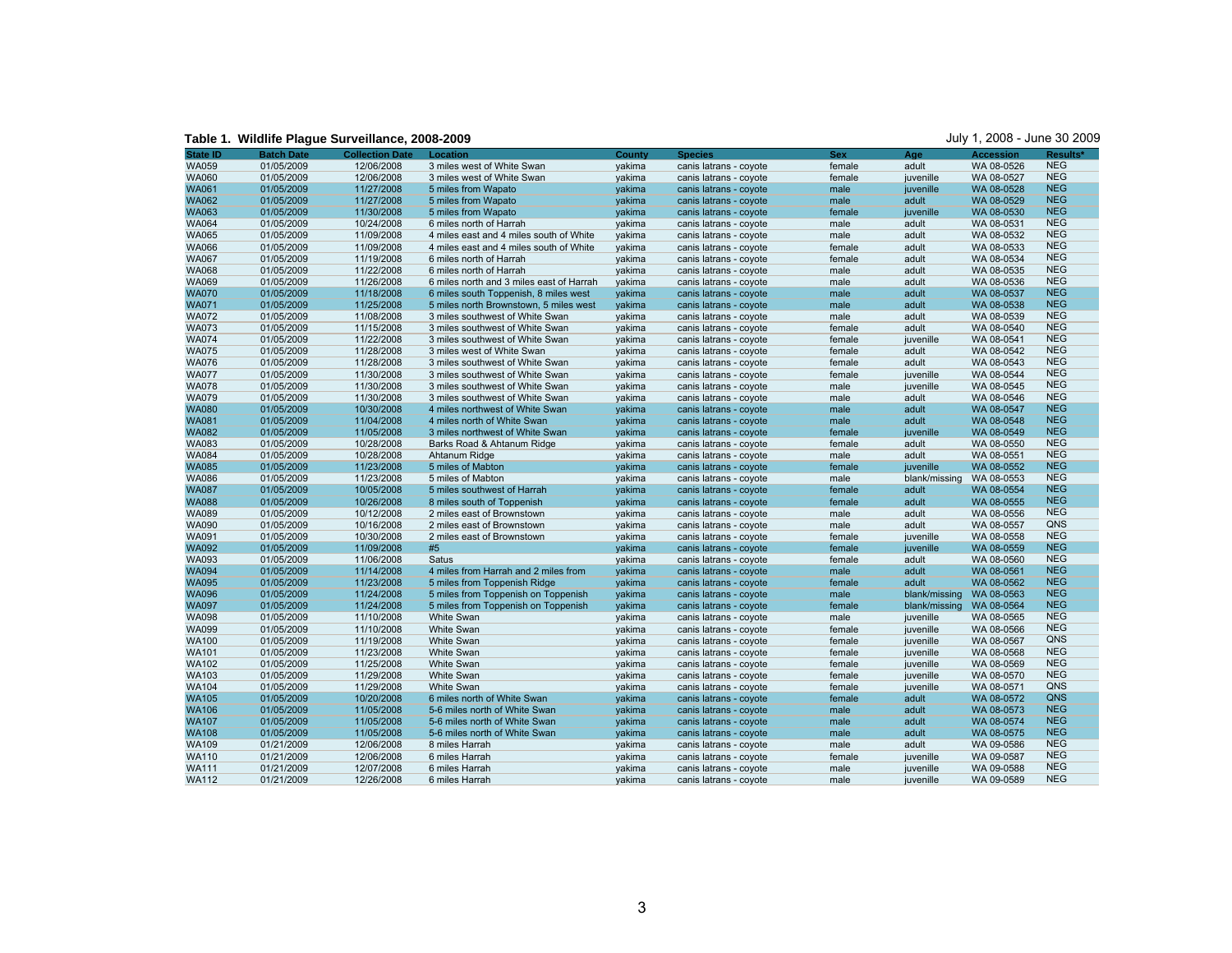**Table 1. Wildlife Plague Surveillance, 2008-2009**

July 1, 2008 - June 30 2009

| State ID | Batch Date | Collection Date | Location | County | Species | Sex | Age | Accession | Results* |
|---|---|---|---|---|---|---|---|---|---|
| WA059 | 01/05/2009 | 12/06/2008 | 3 miles west of White Swan | yakima | canis latrans - coyote | female | adult | WA 08-0526 | NEG |
| WA060 | 01/05/2009 | 12/06/2008 | 3 miles west of White Swan | yakima | canis latrans - coyote | female | juvenille | WA 08-0527 | NEG |
| WA061 | 01/05/2009 | 11/27/2008 | 5 miles from Wapato | yakima | canis latrans - coyote | male | juvenille | WA 08-0528 | NEG |
| WA062 | 01/05/2009 | 11/27/2008 | 5 miles from Wapato | yakima | canis latrans - coyote | male | adult | WA 08-0529 | NEG |
| WA063 | 01/05/2009 | 11/30/2008 | 5 miles from Wapato | yakima | canis latrans - coyote | female | juvenille | WA 08-0530 | NEG |
| WA064 | 01/05/2009 | 10/24/2008 | 6 miles north of Harrah | yakima | canis latrans - coyote | male | adult | WA 08-0531 | NEG |
| WA065 | 01/05/2009 | 11/09/2008 | 4 miles east and 4 miles south of White | yakima | canis latrans - coyote | male | adult | WA 08-0532 | NEG |
| WA066 | 01/05/2009 | 11/09/2008 | 4 miles east and 4 miles south of White | yakima | canis latrans - coyote | female | adult | WA 08-0533 | NEG |
| WA067 | 01/05/2009 | 11/19/2008 | 6 miles north of Harrah | yakima | canis latrans - coyote | female | adult | WA 08-0534 | NEG |
| WA068 | 01/05/2009 | 11/22/2008 | 6 miles north of Harrah | yakima | canis latrans - coyote | male | adult | WA 08-0535 | NEG |
| WA069 | 01/05/2009 | 11/26/2008 | 6 miles north and 3 miles east of Harrah | yakima | canis latrans - coyote | male | adult | WA 08-0536 | NEG |
| WA070 | 01/05/2009 | 11/18/2008 | 6 miles south Toppenish, 8 miles west | yakima | canis latrans - coyote | male | adult | WA 08-0537 | NEG |
| WA071 | 01/05/2009 | 11/25/2008 | 5 miles north Brownstown, 5 miles west | yakima | canis latrans - coyote | male | adult | WA 08-0538 | NEG |
| WA072 | 01/05/2009 | 11/08/2008 | 3 miles southwest of White Swan | yakima | canis latrans - coyote | male | adult | WA 08-0539 | NEG |
| WA073 | 01/05/2009 | 11/15/2008 | 3 miles southwest of White Swan | yakima | canis latrans - coyote | female | adult | WA 08-0540 | NEG |
| WA074 | 01/05/2009 | 11/22/2008 | 3 miles southwest of White Swan | yakima | canis latrans - coyote | female | juvenille | WA 08-0541 | NEG |
| WA075 | 01/05/2009 | 11/28/2008 | 3 miles west of White Swan | yakima | canis latrans - coyote | female | adult | WA 08-0542 | NEG |
| WA076 | 01/05/2009 | 11/28/2008 | 3 miles southwest of White Swan | yakima | canis latrans - coyote | female | adult | WA 08-0543 | NEG |
| WA077 | 01/05/2009 | 11/30/2008 | 3 miles southwest of White Swan | yakima | canis latrans - coyote | female | juvenille | WA 08-0544 | NEG |
| WA078 | 01/05/2009 | 11/30/2008 | 3 miles southwest of White Swan | yakima | canis latrans - coyote | male | juvenille | WA 08-0545 | NEG |
| WA079 | 01/05/2009 | 11/30/2008 | 3 miles southwest of White Swan | yakima | canis latrans - coyote | male | adult | WA 08-0546 | NEG |
| WA080 | 01/05/2009 | 10/30/2008 | 4 miles northwest of White Swan | yakima | canis latrans - coyote | male | adult | WA 08-0547 | NEG |
| WA081 | 01/05/2009 | 11/04/2008 | 4 miles north of White Swan | yakima | canis latrans - coyote | male | adult | WA 08-0548 | NEG |
| WA082 | 01/05/2009 | 11/05/2008 | 3 miles northwest of White Swan | yakima | canis latrans - coyote | female | juvenille | WA 08-0549 | NEG |
| WA083 | 01/05/2009 | 10/28/2008 | Barks Road & Ahtanum Ridge | yakima | canis latrans - coyote | female | adult | WA 08-0550 | NEG |
| WA084 | 01/05/2009 | 10/28/2008 | Ahtanum Ridge | yakima | canis latrans - coyote | male | adult | WA 08-0551 | NEG |
| WA085 | 01/05/2009 | 11/23/2008 | 5 miles of Mabton | yakima | canis latrans - coyote | female | juvenille | WA 08-0552 | NEG |
| WA086 | 01/05/2009 | 11/23/2008 | 5 miles of Mabton | yakima | canis latrans - coyote | male | blank/missing | WA 08-0553 | NEG |
| WA087 | 01/05/2009 | 10/05/2008 | 5 miles southwest of Harrah | yakima | canis latrans - coyote | female | adult | WA 08-0554 | NEG |
| WA088 | 01/05/2009 | 10/26/2008 | 8 miles south of Toppenish | yakima | canis latrans - coyote | female | adult | WA 08-0555 | NEG |
| WA089 | 01/05/2009 | 10/12/2008 | 2 miles east of Brownstown | yakima | canis latrans - coyote | male | adult | WA 08-0556 | NEG |
| WA090 | 01/05/2009 | 10/16/2008 | 2 miles east of Brownstown | yakima | canis latrans - coyote | male | adult | WA 08-0557 | QNS |
| WA091 | 01/05/2009 | 10/30/2008 | 2 miles east of Brownstown | yakima | canis latrans - coyote | female | juvenille | WA 08-0558 | NEG |
| WA092 | 01/05/2009 | 11/09/2008 | #5 | yakima | canis latrans - coyote | female | juvenille | WA 08-0559 | NEG |
| WA093 | 01/05/2009 | 11/06/2008 | Satus | yakima | canis latrans - coyote | female | adult | WA 08-0560 | NEG |
| WA094 | 01/05/2009 | 11/14/2008 | 4 miles from Harrah and 2 miles from | yakima | canis latrans - coyote | male | adult | WA 08-0561 | NEG |
| WA095 | 01/05/2009 | 11/23/2008 | 5 miles from Toppenish Ridge | yakima | canis latrans - coyote | female | adult | WA 08-0562 | NEG |
| WA096 | 01/05/2009 | 11/24/2008 | 5 miles from Toppenish on Toppenish | yakima | canis latrans - coyote | male | blank/missing | WA 08-0563 | NEG |
| WA097 | 01/05/2009 | 11/24/2008 | 5 miles from Toppenish on Toppenish | yakima | canis latrans - coyote | female | blank/missing | WA 08-0564 | NEG |
| WA098 | 01/05/2009 | 11/10/2008 | White Swan | yakima | canis latrans - coyote | male | juvenille | WA 08-0565 | NEG |
| WA099 | 01/05/2009 | 11/10/2008 | White Swan | yakima | canis latrans - coyote | female | juvenille | WA 08-0566 | NEG |
| WA100 | 01/05/2009 | 11/19/2008 | White Swan | yakima | canis latrans - coyote | female | juvenille | WA 08-0567 | QNS |
| WA101 | 01/05/2009 | 11/23/2008 | White Swan | yakima | canis latrans - coyote | female | juvenille | WA 08-0568 | NEG |
| WA102 | 01/05/2009 | 11/25/2008 | White Swan | yakima | canis latrans - coyote | female | juvenille | WA 08-0569 | NEG |
| WA103 | 01/05/2009 | 11/29/2008 | White Swan | yakima | canis latrans - coyote | female | juvenille | WA 08-0570 | NEG |
| WA104 | 01/05/2009 | 11/29/2008 | White Swan | yakima | canis latrans - coyote | female | juvenille | WA 08-0571 | QNS |
| WA105 | 01/05/2009 | 10/20/2008 | 6 miles north of White Swan | yakima | canis latrans - coyote | female | adult | WA 08-0572 | QNS |
| WA106 | 01/05/2009 | 11/05/2008 | 5-6 miles north of White Swan | yakima | canis latrans - coyote | male | adult | WA 08-0573 | NEG |
| WA107 | 01/05/2009 | 11/05/2008 | 5-6 miles north of White Swan | yakima | canis latrans - coyote | male | adult | WA 08-0574 | NEG |
| WA108 | 01/05/2009 | 11/05/2008 | 5-6 miles north of White Swan | yakima | canis latrans - coyote | male | adult | WA 08-0575 | NEG |
| WA109 | 01/21/2009 | 12/06/2008 | 8 miles Harrah | yakima | canis latrans - coyote | male | adult | WA 09-0586 | NEG |
| WA110 | 01/21/2009 | 12/06/2008 | 6 miles Harrah | yakima | canis latrans - coyote | female | juvenille | WA 09-0587 | NEG |
| WA111 | 01/21/2009 | 12/07/2008 | 6 miles Harrah | yakima | canis latrans - coyote | male | juvenille | WA 09-0588 | NEG |
| WA112 | 01/21/2009 | 12/26/2008 | 6 miles Harrah | yakima | canis latrans - coyote | male | juvenille | WA 09-0589 | NEG |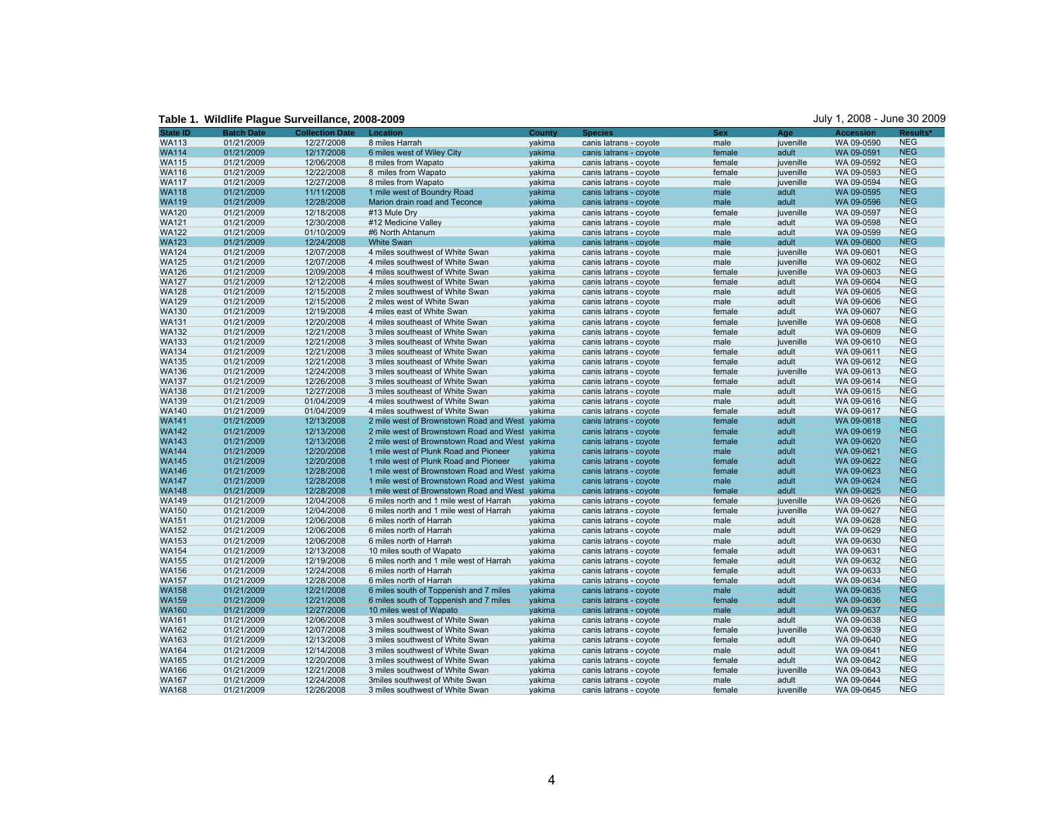**Table 1. Wildlife Plague Surveillance, 2008-2009**

July 1, 2008 - June 30 2009

| State ID | Batch Date | Collection Date | Location | County | Species | Sex | Age | Accession | Results* |
|---|---|---|---|---|---|---|---|---|---|
| WA113 | 01/21/2009 | 12/27/2008 | 8 miles Harrah | yakima | canis latrans - coyote | male | juvenille | WA 09-0590 | NEG |
| WA114 | 01/21/2009 | 12/17/2008 | 6 miles west of Wiley City | yakima | canis latrans - coyote | female | adult | WA 09-0591 | NEG |
| WA115 | 01/21/2009 | 12/06/2008 | 8 miles from Wapato | yakima | canis latrans - coyote | female | juvenille | WA 09-0592 | NEG |
| WA116 | 01/21/2009 | 12/22/2008 | 8 miles from Wapato | yakima | canis latrans - coyote | female | juvenille | WA 09-0593 | NEG |
| WA117 | 01/21/2009 | 12/27/2008 | 8 miles from Wapato | yakima | canis latrans - coyote | male | juvenille | WA 09-0594 | NEG |
| WA118 | 01/21/2009 | 11/11/2008 | 1 mile west of Boundry Road | yakima | canis latrans - coyote | male | adult | WA 09-0595 | NEG |
| WA119 | 01/21/2009 | 12/28/2008 | Marion drain road and Teconce | yakima | canis latrans - coyote | male | adult | WA 09-0596 | NEG |
| WA120 | 01/21/2009 | 12/18/2008 | #13 Mule Dry | yakima | canis latrans - coyote | female | juvenille | WA 09-0597 | NEG |
| WA121 | 01/21/2009 | 12/30/2008 | #12 Medicine Valley | yakima | canis latrans - coyote | male | adult | WA 09-0598 | NEG |
| WA122 | 01/21/2009 | 01/10/2009 | #6 North Ahtanum | yakima | canis latrans - coyote | male | adult | WA 09-0599 | NEG |
| WA123 | 01/21/2009 | 12/24/2008 | White Swan | yakima | canis latrans - coyote | male | adult | WA 09-0600 | NEG |
| WA124 | 01/21/2009 | 12/07/2008 | 4 miles southwest of White Swan | yakima | canis latrans - coyote | male | juvenille | WA 09-0601 | NEG |
| WA125 | 01/21/2009 | 12/07/2008 | 4 miles southwest of White Swan | yakima | canis latrans - coyote | male | juvenille | WA 09-0602 | NEG |
| WA126 | 01/21/2009 | 12/09/2008 | 4 miles southwest of White Swan | yakima | canis latrans - coyote | female | juvenille | WA 09-0603 | NEG |
| WA127 | 01/21/2009 | 12/12/2008 | 4 miles southwest of White Swan | yakima | canis latrans - coyote | female | adult | WA 09-0604 | NEG |
| WA128 | 01/21/2009 | 12/15/2008 | 2 miles southwest of White Swan | yakima | canis latrans - coyote | male | adult | WA 09-0605 | NEG |
| WA129 | 01/21/2009 | 12/15/2008 | 2 miles west of White Swan | yakima | canis latrans - coyote | male | adult | WA 09-0606 | NEG |
| WA130 | 01/21/2009 | 12/19/2008 | 4 miles east of White Swan | yakima | canis latrans - coyote | female | adult | WA 09-0607 | NEG |
| WA131 | 01/21/2009 | 12/20/2008 | 4 miles southeast of White Swan | yakima | canis latrans - coyote | female | juvenille | WA 09-0608 | NEG |
| WA132 | 01/21/2009 | 12/21/2008 | 3 miles southeast of White Swan | yakima | canis latrans - coyote | female | adult | WA 09-0609 | NEG |
| WA133 | 01/21/2009 | 12/21/2008 | 3 miles southeast of White Swan | yakima | canis latrans - coyote | male | juvenille | WA 09-0610 | NEG |
| WA134 | 01/21/2009 | 12/21/2008 | 3 miles southeast of White Swan | yakima | canis latrans - coyote | female | adult | WA 09-0611 | NEG |
| WA135 | 01/21/2009 | 12/21/2008 | 3 miles southeast of White Swan | yakima | canis latrans - coyote | female | adult | WA 09-0612 | NEG |
| WA136 | 01/21/2009 | 12/24/2008 | 3 miles southeast of White Swan | yakima | canis latrans - coyote | female | juvenille | WA 09-0613 | NEG |
| WA137 | 01/21/2009 | 12/26/2008 | 3 miles southeast of White Swan | yakima | canis latrans - coyote | female | adult | WA 09-0614 | NEG |
| WA138 | 01/21/2009 | 12/27/2008 | 3 miles southeast of White Swan | yakima | canis latrans - coyote | male | adult | WA 09-0615 | NEG |
| WA139 | 01/21/2009 | 01/04/2009 | 4 miles southwest of White Swan | yakima | canis latrans - coyote | male | adult | WA 09-0616 | NEG |
| WA140 | 01/21/2009 | 01/04/2009 | 4 miles southwest of White Swan | yakima | canis latrans - coyote | female | adult | WA 09-0617 | NEG |
| WA141 | 01/21/2009 | 12/13/2008 | 2 mile west of Brownstown Road and West | yakima | canis latrans - coyote | female | adult | WA 09-0618 | NEG |
| WA142 | 01/21/2009 | 12/13/2008 | 2 mile west of Brownstown Road and West | yakima | canis latrans - coyote | female | adult | WA 09-0619 | NEG |
| WA143 | 01/21/2009 | 12/13/2008 | 2 mile west of Brownstown Road and West | yakima | canis latrans - coyote | female | adult | WA 09-0620 | NEG |
| WA144 | 01/21/2009 | 12/20/2008 | 1 mile west of Plunk Road and Pioneer | yakima | canis latrans - coyote | male | adult | WA 09-0621 | NEG |
| WA145 | 01/21/2009 | 12/20/2008 | 1 mile west of Plunk Road and Pioneer | yakima | canis latrans - coyote | female | adult | WA 09-0622 | NEG |
| WA146 | 01/21/2009 | 12/28/2008 | 1 mile west of Brownstown Road and West | yakima | canis latrans - coyote | female | adult | WA 09-0623 | NEG |
| WA147 | 01/21/2009 | 12/28/2008 | 1 mile west of Brownstown Road and West | yakima | canis latrans - coyote | male | adult | WA 09-0624 | NEG |
| WA148 | 01/21/2009 | 12/28/2008 | 1 mile west of Brownstown Road and West | yakima | canis latrans - coyote | female | adult | WA 09-0625 | NEG |
| WA149 | 01/21/2009 | 12/04/2008 | 6 miles north and 1 mile west of Harrah | yakima | canis latrans - coyote | female | juvenille | WA 09-0626 | NEG |
| WA150 | 01/21/2009 | 12/04/2008 | 6 miles north and 1 mile west of Harrah | yakima | canis latrans - coyote | female | juvenille | WA 09-0627 | NEG |
| WA151 | 01/21/2009 | 12/06/2008 | 6 miles north of Harrah | yakima | canis latrans - coyote | male | adult | WA 09-0628 | NEG |
| WA152 | 01/21/2009 | 12/06/2008 | 6 miles north of Harrah | yakima | canis latrans - coyote | male | adult | WA 09-0629 | NEG |
| WA153 | 01/21/2009 | 12/06/2008 | 6 miles north of Harrah | yakima | canis latrans - coyote | male | adult | WA 09-0630 | NEG |
| WA154 | 01/21/2009 | 12/13/2008 | 10 miles south of Wapato | yakima | canis latrans - coyote | female | adult | WA 09-0631 | NEG |
| WA155 | 01/21/2009 | 12/19/2008 | 6 miles north and 1 mile west of Harrah | yakima | canis latrans - coyote | female | adult | WA 09-0632 | NEG |
| WA156 | 01/21/2009 | 12/24/2008 | 6 miles north of Harrah | yakima | canis latrans - coyote | female | adult | WA 09-0633 | NEG |
| WA157 | 01/21/2009 | 12/28/2008 | 6 miles north of Harrah | yakima | canis latrans - coyote | female | adult | WA 09-0634 | NEG |
| WA158 | 01/21/2009 | 12/21/2008 | 6 miles south of Toppenish and 7 miles | yakima | canis latrans - coyote | male | adult | WA 09-0635 | NEG |
| WA159 | 01/21/2009 | 12/21/2008 | 6 miles south of Toppenish and 7 miles | yakima | canis latrans - coyote | female | adult | WA 09-0636 | NEG |
| WA160 | 01/21/2009 | 12/27/2008 | 10 miles west of Wapato | yakima | canis latrans - coyote | male | adult | WA 09-0637 | NEG |
| WA161 | 01/21/2009 | 12/06/2008 | 3 miles southwest of White Swan | yakima | canis latrans - coyote | male | adult | WA 09-0638 | NEG |
| WA162 | 01/21/2009 | 12/07/2008 | 3 miles southwest of White Swan | yakima | canis latrans - coyote | female | juvenille | WA 09-0639 | NEG |
| WA163 | 01/21/2009 | 12/13/2008 | 3 miles southwest of White Swan | yakima | canis latrans - coyote | female | adult | WA 09-0640 | NEG |
| WA164 | 01/21/2009 | 12/14/2008 | 3 miles southwest of White Swan | yakima | canis latrans - coyote | male | adult | WA 09-0641 | NEG |
| WA165 | 01/21/2009 | 12/20/2008 | 3 miles southwest of White Swan | yakima | canis latrans - coyote | female | adult | WA 09-0642 | NEG |
| WA166 | 01/21/2009 | 12/21/2008 | 3 miles southwest of White Swan | yakima | canis latrans - coyote | female | juvenille | WA 09-0643 | NEG |
| WA167 | 01/21/2009 | 12/24/2008 | 3miles southwest of White Swan | yakima | canis latrans - coyote | male | adult | WA 09-0644 | NEG |
| WA168 | 01/21/2009 | 12/26/2008 | 3 miles southwest of White Swan | yakima | canis latrans - coyote | female | juvenille | WA 09-0645 | NEG |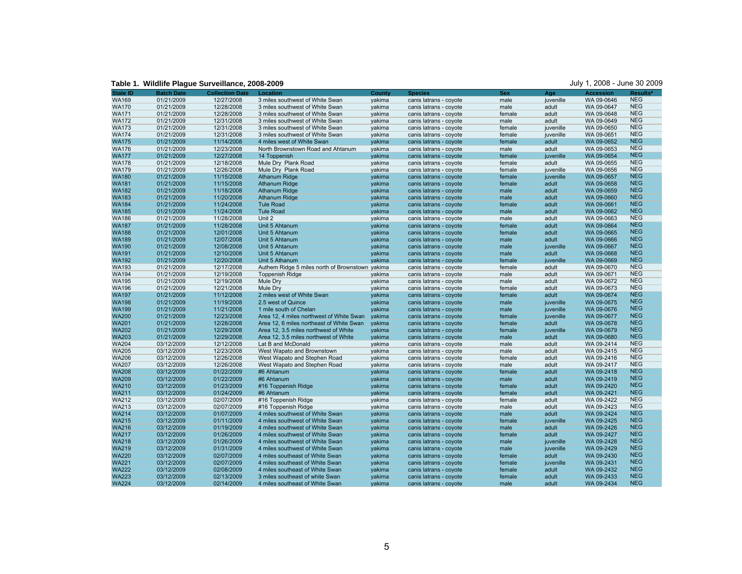**Table 1. Wildlife Plague Surveillance, 2008-2009**

July 1, 2008 - June 30 2009

| State ID | Batch Date | Collection Date | Location | County | Species | Sex | Age | Accession | Results* |
|---|---|---|---|---|---|---|---|---|---|
| WA169 | 01/21/2009 | 12/27/2008 | 3 miles southwest of White Swan | yakima | canis latrans - coyote | male | juvenille | WA 09-0646 | NEG |
| WA170 | 01/21/2009 | 12/28/2008 | 3 miles southwest of White Swan | yakima | canis latrans - coyote | male | adult | WA 09-0647 | NEG |
| WA171 | 01/21/2009 | 12/28/2008 | 3 miles southwest of White Swan | yakima | canis latrans - coyote | female | adult | WA 09-0648 | NEG |
| WA172 | 01/21/2009 | 12/31/2008 | 3 miles southwest of White Swan | yakima | canis latrans - coyote | male | adult | WA 09-0649 | NEG |
| WA173 | 01/21/2009 | 12/31/2008 | 3 miles southwest of White Swan | yakima | canis latrans - coyote | female | juvenille | WA 09-0650 | NEG |
| WA174 | 01/21/2009 | 12/31/2008 | 3 miles southwest of White Swan | yakima | canis latrans - coyote | female | juvenille | WA 09-0651 | NEG |
| WA175 | 01/21/2009 | 11/14/2008 | 4 miles west of White Swan | yakima | canis latrans - coyote | female | adult | WA 09-0652 | NEG |
| WA176 | 01/21/2009 | 12/23/2008 | North Brownstown Road and Ahtanum | yakima | canis latrans - coyote | male | adult | WA 09-0653 | NEG |
| WA177 | 01/21/2009 | 12/27/2008 | 14 Toppenish | yakima | canis latrans - coyote | female | juvenille | WA 09-0654 | NEG |
| WA178 | 01/21/2009 | 12/18/2008 | Mule Dry Plank Road | yakima | canis latrans - coyote | female | adult | WA 09-0655 | NEG |
| WA179 | 01/21/2009 | 12/26/2008 | Mule Dry Plank Road | yakima | canis latrans - coyote | female | juvenille | WA 09-0656 | NEG |
| WA180 | 01/21/2009 | 11/15/2008 | Athanum Ridge | yakima | canis latrans - coyote | female | juvenille | WA 09-0657 | NEG |
| WA181 | 01/21/2009 | 11/15/2008 | Athanum Ridge | yakima | canis latrans - coyote | female | adult | WA 09-0658 | NEG |
| WA182 | 01/21/2009 | 11/18/2008 | Athanum Ridge | yakima | canis latrans - coyote | male | adult | WA 09-0659 | NEG |
| WA183 | 01/21/2009 | 11/20/2008 | Athanum Ridge | yakima | canis latrans - coyote | male | adult | WA 09-0660 | NEG |
| WA184 | 01/21/2009 | 11/24/2008 | Tule Road | yakima | canis latrans - coyote | female | adult | WA 09-0661 | NEG |
| WA185 | 01/21/2009 | 11/24/2008 | Tule Road | yakima | canis latrans - coyote | male | adult | WA 09-0662 | NEG |
| WA186 | 01/21/2009 | 11/28/2008 | Unit 2 | yakima | canis latrans - coyote | male | adult | WA 09-0663 | NEG |
| WA187 | 01/21/2009 | 11/28/2008 | Unit 5 Ahtanum | yakima | canis latrans - coyote | female | adult | WA 09-0664 | NEG |
| WA188 | 01/21/2009 | 12/01/2008 | Unit 5 Ahtanum | yakima | canis latrans - coyote | female | adult | WA 09-0665 | NEG |
| WA189 | 01/21/2009 | 12/07/2008 | Unit 5 Ahtanum | yakima | canis latrans - coyote | male | adult | WA 09-0666 | NEG |
| WA190 | 01/21/2009 | 12/08/2008 | Unit 5 Ahtanum | yakima | canis latrans - coyote | male | juvenille | WA 09-0667 | NEG |
| WA191 | 01/21/2009 | 12/10/2008 | Unit 5 Ahtanum | yakima | canis latrans - coyote | male | adult | WA 09-0668 | NEG |
| WA192 | 01/21/2009 | 12/20/2008 | Unit 5 Athanum | yakima | canis latrans - coyote | female | juvenille | WA 09-0669 | NEG |
| WA193 | 01/21/2009 | 12/17/2008 | Authem Ridge 5 miles north of Brownstown | yakima | canis latrans - coyote | female | adult | WA 09-0670 | NEG |
| WA194 | 01/21/2009 | 12/19/2008 | Toppenish Ridge | yakima | canis latrans - coyote | male | adult | WA 09-0671 | NEG |
| WA195 | 01/21/2009 | 12/19/2008 | Mule Dry | yakima | canis latrans - coyote | male | adult | WA 09-0672 | NEG |
| WA196 | 01/21/2009 | 12/21/2008 | Mule Dry | yakima | canis latrans - coyote | female | adult | WA 09-0673 | NEG |
| WA197 | 01/21/2009 | 11/12/2008 | 2 miles west of White Swan | yakima | canis latrans - coyote | female | adult | WA 09-0674 | NEG |
| WA198 | 01/21/2009 | 11/19/2008 | 2.5 west of Quince | yakima | canis latrans - coyote | male | juvenille | WA 09-0675 | NEG |
| WA199 | 01/21/2009 | 11/21/2008 | 1 mile south of Chelan | yakima | canis latrans - coyote | male | juvenille | WA 09-0676 | NEG |
| WA200 | 01/21/2009 | 12/23/2008 | Area 12, 4 miles northwest of White Swan | yakima | canis latrans - coyote | female | juvenille | WA 09-0677 | NEG |
| WA201 | 01/21/2009 | 12/28/2008 | Area 12, 6 miles northeast of White Swan | yakima | canis latrans - coyote | female | adult | WA 09-0678 | NEG |
| WA202 | 01/21/2009 | 12/29/2008 | Area 12, 3.5 miles northwest of White | yakima | canis latrans - coyote | female | juvenille | WA 09-0679 | NEG |
| WA203 | 01/21/2009 | 12/29/2008 | Area 12, 3.5 miles northwest of White | yakima | canis latrans - coyote | male | adult | WA 09-0680 | NEG |
| WA204 | 03/12/2009 | 12/12/2008 | Lat B and McDonald | yakima | canis latrans - coyote | male | adult | WA 09-2414 | NEG |
| WA205 | 03/12/2009 | 12/23/2008 | West Wapato and Brownstown | yakima | canis latrans - coyote | male | adult | WA 09-2415 | NEG |
| WA206 | 03/12/2009 | 12/26/2008 | West Wapato and Stephen Road | yakima | canis latrans - coyote | female | adult | WA 09-2416 | NEG |
| WA207 | 03/12/2009 | 12/26/2008 | West Wapato and Stephen Road | yakima | canis latrans - coyote | male | adult | WA 09-2417 | NEG |
| WA208 | 03/12/2009 | 01/22/2009 | #6 Ahtanum | yakima | canis latrans - coyote | female | adult | WA 09-2418 | NEG |
| WA209 | 03/12/2009 | 01/22/2009 | #6 Ahtanum | yakima | canis latrans - coyote | male | adult | WA 09-2419 | NEG |
| WA210 | 03/12/2009 | 01/23/2009 | #16 Toppenish Ridge | yakima | canis latrans - coyote | female | adult | WA 09-2420 | NEG |
| WA211 | 03/12/2009 | 01/24/2009 | #6 Ahtanum | yakima | canis latrans - coyote | female | adult | WA 09-2421 | NEG |
| WA212 | 03/12/2009 | 02/07/2009 | #16 Toppenish Ridge | yakima | canis latrans - coyote | female | adult | WA 09-2422 | NEG |
| WA213 | 03/12/2009 | 02/07/2009 | #16 Toppenish Ridge | yakima | canis latrans - coyote | male | adult | WA 09-2423 | NEG |
| WA214 | 03/12/2009 | 01/07/2009 | 4 miles southwest of White Swan | yakima | canis latrans - coyote | male | adult | WA 09-2424 | NEG |
| WA215 | 03/12/2009 | 01/11/2009 | 4 miles southwest of White Swan | yakima | canis latrans - coyote | female | juvenille | WA 09-2425 | NEG |
| WA216 | 03/12/2009 | 01/19/2009 | 4 miles southwest of White Swan | yakima | canis latrans - coyote | male | adult | WA 09-2426 | NEG |
| WA217 | 03/12/2009 | 01/26/2009 | 4 miles southwest of White Swan | yakima | canis latrans - coyote | female | adult | WA 09-2427 | NEG |
| WA218 | 03/12/2009 | 01/26/2009 | 4 miles southwest of White Swan | yakima | canis latrans - coyote | male | juvenille | WA 09-2428 | NEG |
| WA219 | 03/12/2009 | 01/31/2009 | 4 miles southwest of White Swan | yakima | canis latrans - coyote | male | juvenille | WA 09-2429 | NEG |
| WA220 | 03/12/2009 | 02/07/2009 | 4 miles southeast of White Swan | yakima | canis latrans - coyote | female | adult | WA 09-2430 | NEG |
| WA221 | 03/12/2009 | 02/07/2009 | 4 miles southeast of White Swan | yakima | canis latrans - coyote | female | juvenille | WA 09-2431 | NEG |
| WA222 | 03/12/2009 | 02/08/2009 | 4 miles southeast of White Swan | yakima | canis latrans - coyote | female | adult | WA 09-2432 | NEG |
| WA223 | 03/12/2009 | 02/13/2009 | 3 miles southeast of white Swan | yakima | canis latrans - coyote | female | adult | WA 09-2433 | NEG |
| WA224 | 03/12/2009 | 02/14/2009 | 4 miles southeast of White Swan | yakima | canis latrans - coyote | male | adult | WA 09-2434 | NEG |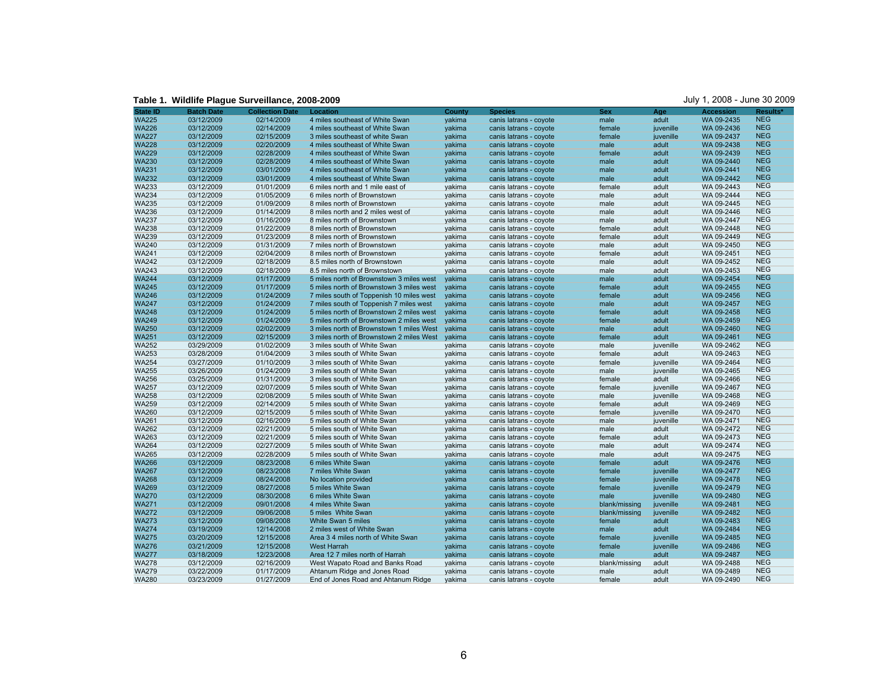**Table 1. Wildlife Plague Surveillance, 2008-2009**

July 1, 2008 - June 30 2009

| State ID | Batch Date | Collection Date | Location | County | Species | Sex | Age | Accession | Results* |
|---|---|---|---|---|---|---|---|---|---|
| WA225 | 03/12/2009 | 02/14/2009 | 4 miles southeast of White Swan | yakima | canis latrans - coyote | male | adult | WA 09-2435 | NEG |
| WA226 | 03/12/2009 | 02/14/2009 | 4 miles southeast of White Swan | yakima | canis latrans - coyote | female | juvenille | WA 09-2436 | NEG |
| WA227 | 03/12/2009 | 02/15/2009 | 3 miles southeast of white Swan | yakima | canis latrans - coyote | female | juvenille | WA 09-2437 | NEG |
| WA228 | 03/12/2009 | 02/20/2009 | 4 miles southeast of White Swan | yakima | canis latrans - coyote | male | adult | WA 09-2438 | NEG |
| WA229 | 03/12/2009 | 02/28/2009 | 4 miles southeast of White Swan | yakima | canis latrans - coyote | female | adult | WA 09-2439 | NEG |
| WA230 | 03/12/2009 | 02/28/2009 | 4 miles southeast of White Swan | yakima | canis latrans - coyote | male | adult | WA 09-2440 | NEG |
| WA231 | 03/12/2009 | 03/01/2009 | 4 miles southeast of White Swan | yakima | canis latrans - coyote | male | adult | WA 09-2441 | NEG |
| WA232 | 03/12/2009 | 03/01/2009 | 4 miles southeast of White Swan | yakima | canis latrans - coyote | male | adult | WA 09-2442 | NEG |
| WA233 | 03/12/2009 | 01/01/2009 | 6 miles north and 1 mile east of | yakima | canis latrans - coyote | female | adult | WA 09-2443 | NEG |
| WA234 | 03/12/2009 | 01/05/2009 | 6 miles north of Brownstown | yakima | canis latrans - coyote | male | adult | WA 09-2444 | NEG |
| WA235 | 03/12/2009 | 01/09/2009 | 8 miles north of Brownstown | yakima | canis latrans - coyote | male | adult | WA 09-2445 | NEG |
| WA236 | 03/12/2009 | 01/14/2009 | 8 miles north and 2 miles west of | yakima | canis latrans - coyote | male | adult | WA 09-2446 | NEG |
| WA237 | 03/12/2009 | 01/16/2009 | 8 miles north of Brownstown | yakima | canis latrans - coyote | male | adult | WA 09-2447 | NEG |
| WA238 | 03/12/2009 | 01/22/2009 | 8 miles north of Brownstown | yakima | canis latrans - coyote | female | adult | WA 09-2448 | NEG |
| WA239 | 03/12/2009 | 01/23/2009 | 8 miles north of Brownstown | yakima | canis latrans - coyote | female | adult | WA 09-2449 | NEG |
| WA240 | 03/12/2009 | 01/31/2009 | 7 miles north of Brownstown | yakima | canis latrans - coyote | male | adult | WA 09-2450 | NEG |
| WA241 | 03/12/2009 | 02/04/2009 | 8 miles north of Brownstown | yakima | canis latrans - coyote | female | adult | WA 09-2451 | NEG |
| WA242 | 03/12/2009 | 02/18/2009 | 8.5 miles north of Brownstown | yakima | canis latrans - coyote | male | adult | WA 09-2452 | NEG |
| WA243 | 03/12/2009 | 02/18/2009 | 8.5 miles north of Brownstown | yakima | canis latrans - coyote | male | adult | WA 09-2453 | NEG |
| WA244 | 03/12/2009 | 01/17/2009 | 5 miles north of Brownstown 3 miles west | yakima | canis latrans - coyote | male | adult | WA 09-2454 | NEG |
| WA245 | 03/12/2009 | 01/17/2009 | 5 miles north of Brownstown 3 miles west | yakima | canis latrans - coyote | female | adult | WA 09-2455 | NEG |
| WA246 | 03/12/2009 | 01/24/2009 | 7 miles south of Toppenish 10 miles west | yakima | canis latrans - coyote | female | adult | WA 09-2456 | NEG |
| WA247 | 03/12/2009 | 01/24/2009 | 7 miles south of Toppenish 7 miles west | yakima | canis latrans - coyote | male | adult | WA 09-2457 | NEG |
| WA248 | 03/12/2009 | 01/24/2009 | 5 miles north of Brownstown 2 miles west | yakima | canis latrans - coyote | female | adult | WA 09-2458 | NEG |
| WA249 | 03/12/2009 | 01/24/2009 | 5 miles north of Brownstown 2 miles west | yakima | canis latrans - coyote | female | adult | WA 09-2459 | NEG |
| WA250 | 03/12/2009 | 02/02/2009 | 3 miles north of Brownstown 1 miles West | yakima | canis latrans - coyote | male | adult | WA 09-2460 | NEG |
| WA251 | 03/12/2009 | 02/15/2009 | 3 miles north of Brownstown 2 miles West | yakima | canis latrans - coyote | female | adult | WA 09-2461 | NEG |
| WA252 | 03/29/2009 | 01/02/2009 | 3 miles south of White Swan | yakima | canis latrans - coyote | male | juvenille | WA 09-2462 | NEG |
| WA253 | 03/28/2009 | 01/04/2009 | 3 miles south of White Swan | yakima | canis latrans - coyote | female | adult | WA 09-2463 | NEG |
| WA254 | 03/27/2009 | 01/10/2009 | 3 miles south of White Swan | yakima | canis latrans - coyote | female | juvenille | WA 09-2464 | NEG |
| WA255 | 03/26/2009 | 01/24/2009 | 3 miles south of White Swan | yakima | canis latrans - coyote | male | juvenille | WA 09-2465 | NEG |
| WA256 | 03/25/2009 | 01/31/2009 | 3 miles south of White Swan | yakima | canis latrans - coyote | female | adult | WA 09-2466 | NEG |
| WA257 | 03/12/2009 | 02/07/2009 | 5 miles south of White Swan | yakima | canis latrans - coyote | female | juvenille | WA 09-2467 | NEG |
| WA258 | 03/12/2009 | 02/08/2009 | 5 miles south of White Swan | yakima | canis latrans - coyote | male | juvenille | WA 09-2468 | NEG |
| WA259 | 03/12/2009 | 02/14/2009 | 5 miles south of White Swan | yakima | canis latrans - coyote | female | adult | WA 09-2469 | NEG |
| WA260 | 03/12/2009 | 02/15/2009 | 5 miles south of White Swan | yakima | canis latrans - coyote | female | juvenille | WA 09-2470 | NEG |
| WA261 | 03/12/2009 | 02/16/2009 | 5 miles south of White Swan | yakima | canis latrans - coyote | male | juvenille | WA 09-2471 | NEG |
| WA262 | 03/12/2009 | 02/21/2009 | 5 miles south of White Swan | yakima | canis latrans - coyote | male | adult | WA 09-2472 | NEG |
| WA263 | 03/12/2009 | 02/21/2009 | 5 miles south of White Swan | yakima | canis latrans - coyote | female | adult | WA 09-2473 | NEG |
| WA264 | 03/12/2009 | 02/27/2009 | 5 miles south of White Swan | yakima | canis latrans - coyote | male | adult | WA 09-2474 | NEG |
| WA265 | 03/12/2009 | 02/28/2009 | 5 miles south of White Swan | yakima | canis latrans - coyote | male | adult | WA 09-2475 | NEG |
| WA266 | 03/12/2009 | 08/23/2008 | 6 miles White Swan | yakima | canis latrans - coyote | female | adult | WA 09-2476 | NEG |
| WA267 | 03/12/2009 | 08/23/2008 | 7 miles White Swan | yakima | canis latrans - coyote | female | juvenille | WA 09-2477 | NEG |
| WA268 | 03/12/2009 | 08/24/2008 | No location provided | yakima | canis latrans - coyote | female | juvenille | WA 09-2478 | NEG |
| WA269 | 03/12/2009 | 08/27/2008 | 5 miles White Swan | yakima | canis latrans - coyote | female | juvenille | WA 09-2479 | NEG |
| WA270 | 03/12/2009 | 08/30/2008 | 6 miles White Swan | yakima | canis latrans - coyote | male | juvenille | WA 09-2480 | NEG |
| WA271 | 03/12/2009 | 09/01/2008 | 4 miles White Swan | yakima | canis latrans - coyote | blank/missing | juvenille | WA 09-2481 | NEG |
| WA272 | 03/12/2009 | 09/06/2008 | 5 miles White Swan | yakima | canis latrans - coyote | blank/missing | juvenille | WA 09-2482 | NEG |
| WA273 | 03/12/2009 | 09/08/2008 | White Swan 5 miles | yakima | canis latrans - coyote | female | adult | WA 09-2483 | NEG |
| WA274 | 03/19/2009 | 12/14/2008 | 2 miles west of White Swan | yakima | canis latrans - coyote | male | adult | WA 09-2484 | NEG |
| WA275 | 03/20/2009 | 12/15/2008 | Area 3 4 miles north of White Swan | yakima | canis latrans - coyote | female | juvenille | WA 09-2485 | NEG |
| WA276 | 03/21/2009 | 12/15/2008 | West Harrah | yakima | canis latrans - coyote | female | juvenille | WA 09-2486 | NEG |
| WA277 | 03/18/2009 | 12/23/2008 | Area 12 7 miles north of Harrah | yakima | canis latrans - coyote | male | adult | WA 09-2487 | NEG |
| WA278 | 03/12/2009 | 02/16/2009 | West Wapato Road and Banks Road | yakima | canis latrans - coyote | blank/missing | adult | WA 09-2488 | NEG |
| WA279 | 03/22/2009 | 01/17/2009 | Ahtanum Ridge and Jones Road | yakima | canis latrans - coyote | male | adult | WA 09-2489 | NEG |
| WA280 | 03/23/2009 | 01/27/2009 | End of Jones Road and Ahtanum Ridge | yakima | canis latrans - coyote | female | adult | WA 09-2490 | NEG |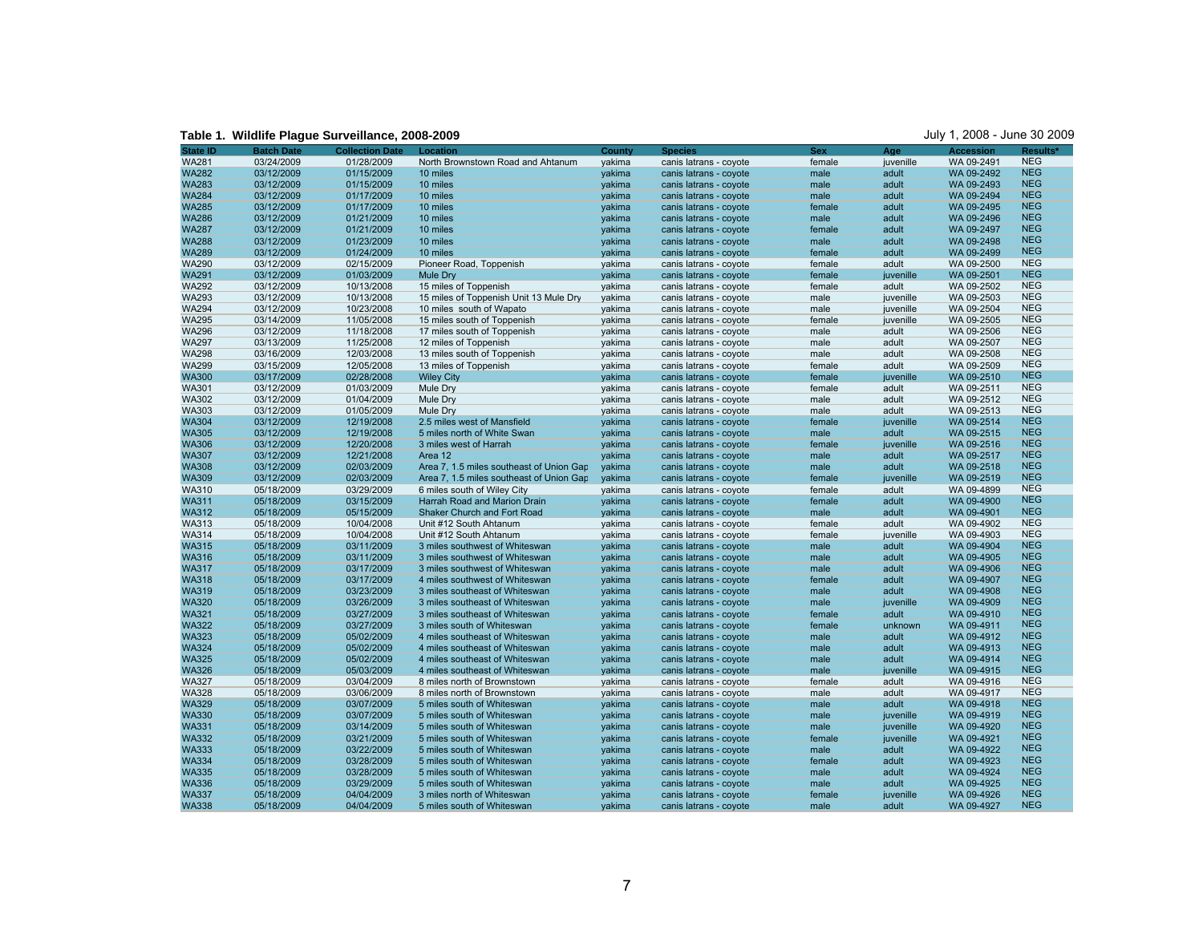**Table 1. Wildlife Plague Surveillance, 2008-2009** July 1, 2008 - June 30 2009

| State ID | Batch Date | Collection Date | Location | County | Species | Sex | Age | Accession | Results* |
|---|---|---|---|---|---|---|---|---|---|
| WA281 | 03/24/2009 | 01/28/2009 | North Brownstown Road and Ahtanum | yakima | canis latrans - coyote | female | juvenille | WA 09-2491 | NEG |
| WA282 | 03/12/2009 | 01/15/2009 | 10 miles | yakima | canis latrans - coyote | male | adult | WA 09-2492 | NEG |
| WA283 | 03/12/2009 | 01/15/2009 | 10 miles | yakima | canis latrans - coyote | male | adult | WA 09-2493 | NEG |
| WA284 | 03/12/2009 | 01/17/2009 | 10 miles | yakima | canis latrans - coyote | male | adult | WA 09-2494 | NEG |
| WA285 | 03/12/2009 | 01/17/2009 | 10 miles | yakima | canis latrans - coyote | female | adult | WA 09-2495 | NEG |
| WA286 | 03/12/2009 | 01/21/2009 | 10 miles | yakima | canis latrans - coyote | male | adult | WA 09-2496 | NEG |
| WA287 | 03/12/2009 | 01/21/2009 | 10 miles | yakima | canis latrans - coyote | female | adult | WA 09-2497 | NEG |
| WA288 | 03/12/2009 | 01/23/2009 | 10 miles | yakima | canis latrans - coyote | male | adult | WA 09-2498 | NEG |
| WA289 | 03/12/2009 | 01/24/2009 | 10 miles | yakima | canis latrans - coyote | female | adult | WA 09-2499 | NEG |
| WA290 | 03/12/2009 | 02/15/2009 | Pioneer Road, Toppenish | yakima | canis latrans - coyote | female | adult | WA 09-2500 | NEG |
| WA291 | 03/12/2009 | 01/03/2009 | Mule Dry | yakima | canis latrans - coyote | female | juvenille | WA 09-2501 | NEG |
| WA292 | 03/12/2009 | 10/13/2008 | 15 miles of Toppenish | yakima | canis latrans - coyote | female | adult | WA 09-2502 | NEG |
| WA293 | 03/12/2009 | 10/13/2008 | 15 miles of Toppenish Unit 13 Mule Dry | yakima | canis latrans - coyote | male | juvenille | WA 09-2503 | NEG |
| WA294 | 03/12/2009 | 10/23/2008 | 10 miles south of Wapato | yakima | canis latrans - coyote | male | juvenille | WA 09-2504 | NEG |
| WA295 | 03/14/2009 | 11/05/2008 | 15 miles south of Toppenish | yakima | canis latrans - coyote | female | juvenille | WA 09-2505 | NEG |
| WA296 | 03/12/2009 | 11/18/2008 | 17 miles south of Toppenish | yakima | canis latrans - coyote | male | adult | WA 09-2506 | NEG |
| WA297 | 03/13/2009 | 11/25/2008 | 12 miles of Toppenish | yakima | canis latrans - coyote | male | adult | WA 09-2507 | NEG |
| WA298 | 03/16/2009 | 12/03/2008 | 13 miles south of Toppenish | yakima | canis latrans - coyote | male | adult | WA 09-2508 | NEG |
| WA299 | 03/15/2009 | 12/05/2008 | 13 miles of Toppenish | yakima | canis latrans - coyote | female | adult | WA 09-2509 | NEG |
| WA300 | 03/17/2009 | 02/28/2008 | Wiley City | yakima | canis latrans - coyote | female | juvenille | WA 09-2510 | NEG |
| WA301 | 03/12/2009 | 01/03/2009 | Mule Dry | yakima | canis latrans - coyote | female | adult | WA 09-2511 | NEG |
| WA302 | 03/12/2009 | 01/04/2009 | Mule Dry | yakima | canis latrans - coyote | male | adult | WA 09-2512 | NEG |
| WA303 | 03/12/2009 | 01/05/2009 | Mule Dry | yakima | canis latrans - coyote | male | adult | WA 09-2513 | NEG |
| WA304 | 03/12/2009 | 12/19/2008 | 2.5 miles west of Mansfield | yakima | canis latrans - coyote | female | juvenille | WA 09-2514 | NEG |
| WA305 | 03/12/2009 | 12/19/2008 | 5 miles north of White Swan | yakima | canis latrans - coyote | male | adult | WA 09-2515 | NEG |
| WA306 | 03/12/2009 | 12/20/2008 | 3 miles west of Harrah | yakima | canis latrans - coyote | female | juvenille | WA 09-2516 | NEG |
| WA307 | 03/12/2009 | 12/21/2008 | Area 12 | yakima | canis latrans - coyote | male | adult | WA 09-2517 | NEG |
| WA308 | 03/12/2009 | 02/03/2009 | Area 7, 1.5 miles southeast of Union Gap | yakima | canis latrans - coyote | male | adult | WA 09-2518 | NEG |
| WA309 | 03/12/2009 | 02/03/2009 | Area 7, 1.5 miles southeast of Union Gap | yakima | canis latrans - coyote | female | juvenille | WA 09-2519 | NEG |
| WA310 | 05/18/2009 | 03/29/2009 | 6 miles south of Wiley City | yakima | canis latrans - coyote | female | adult | WA 09-4899 | NEG |
| WA311 | 05/18/2009 | 03/15/2009 | Harrah Road and Marion Drain | yakima | canis latrans - coyote | female | adult | WA 09-4900 | NEG |
| WA312 | 05/18/2009 | 05/15/2009 | Shaker Church and Fort Road | yakima | canis latrans - coyote | male | adult | WA 09-4901 | NEG |
| WA313 | 05/18/2009 | 10/04/2008 | Unit #12 South Ahtanum | yakima | canis latrans - coyote | female | adult | WA 09-4902 | NEG |
| WA314 | 05/18/2009 | 10/04/2008 | Unit #12 South Ahtanum | yakima | canis latrans - coyote | female | juvenille | WA 09-4903 | NEG |
| WA315 | 05/18/2009 | 03/11/2009 | 3 miles southwest of Whiteswan | yakima | canis latrans - coyote | male | adult | WA 09-4904 | NEG |
| WA316 | 05/18/2009 | 03/11/2009 | 3 miles southwest of Whiteswan | yakima | canis latrans - coyote | male | adult | WA 09-4905 | NEG |
| WA317 | 05/18/2009 | 03/17/2009 | 3 miles southwest of Whiteswan | yakima | canis latrans - coyote | male | adult | WA 09-4906 | NEG |
| WA318 | 05/18/2009 | 03/17/2009 | 4 miles southwest of Whiteswan | yakima | canis latrans - coyote | female | adult | WA 09-4907 | NEG |
| WA319 | 05/18/2009 | 03/23/2009 | 3 miles southeast of Whiteswan | yakima | canis latrans - coyote | male | adult | WA 09-4908 | NEG |
| WA320 | 05/18/2009 | 03/26/2009 | 3 miles southeast of Whiteswan | yakima | canis latrans - coyote | male | juvenille | WA 09-4909 | NEG |
| WA321 | 05/18/2009 | 03/27/2009 | 3 miles southeast of Whiteswan | yakima | canis latrans - coyote | female | adult | WA 09-4910 | NEG |
| WA322 | 05/18/2009 | 03/27/2009 | 3 miles south of Whiteswan | yakima | canis latrans - coyote | female | unknown | WA 09-4911 | NEG |
| WA323 | 05/18/2009 | 05/02/2009 | 4 miles southeast of Whiteswan | yakima | canis latrans - coyote | male | adult | WA 09-4912 | NEG |
| WA324 | 05/18/2009 | 05/02/2009 | 4 miles southeast of Whiteswan | yakima | canis latrans - coyote | male | adult | WA 09-4913 | NEG |
| WA325 | 05/18/2009 | 05/02/2009 | 4 miles southeast of Whiteswan | yakima | canis latrans - coyote | male | adult | WA 09-4914 | NEG |
| WA326 | 05/18/2009 | 05/03/2009 | 4 miles southeast of Whiteswan | yakima | canis latrans - coyote | male | juvenille | WA 09-4915 | NEG |
| WA327 | 05/18/2009 | 03/04/2009 | 8 miles north of Brownstown | yakima | canis latrans - coyote | female | adult | WA 09-4916 | NEG |
| WA328 | 05/18/2009 | 03/06/2009 | 8 miles north of Brownstown | yakima | canis latrans - coyote | male | adult | WA 09-4917 | NEG |
| WA329 | 05/18/2009 | 03/07/2009 | 5 miles south of Whiteswan | yakima | canis latrans - coyote | male | adult | WA 09-4918 | NEG |
| WA330 | 05/18/2009 | 03/07/2009 | 5 miles south of Whiteswan | yakima | canis latrans - coyote | male | juvenille | WA 09-4919 | NEG |
| WA331 | 05/18/2009 | 03/14/2009 | 5 miles south of Whiteswan | yakima | canis latrans - coyote | male | juvenille | WA 09-4920 | NEG |
| WA332 | 05/18/2009 | 03/21/2009 | 5 miles south of Whiteswan | yakima | canis latrans - coyote | female | juvenille | WA 09-4921 | NEG |
| WA333 | 05/18/2009 | 03/22/2009 | 5 miles south of Whiteswan | yakima | canis latrans - coyote | male | adult | WA 09-4922 | NEG |
| WA334 | 05/18/2009 | 03/28/2009 | 5 miles south of Whiteswan | yakima | canis latrans - coyote | female | adult | WA 09-4923 | NEG |
| WA335 | 05/18/2009 | 03/28/2009 | 5 miles south of Whiteswan | yakima | canis latrans - coyote | male | adult | WA 09-4924 | NEG |
| WA336 | 05/18/2009 | 03/29/2009 | 5 miles south of Whiteswan | yakima | canis latrans - coyote | male | adult | WA 09-4925 | NEG |
| WA337 | 05/18/2009 | 04/04/2009 | 3 miles north of Whiteswan | yakima | canis latrans - coyote | female | juvenille | WA 09-4926 | NEG |
| WA338 | 05/18/2009 | 04/04/2009 | 5 miles south of Whiteswan | yakima | canis latrans - coyote | male | adult | WA 09-4927 | NEG |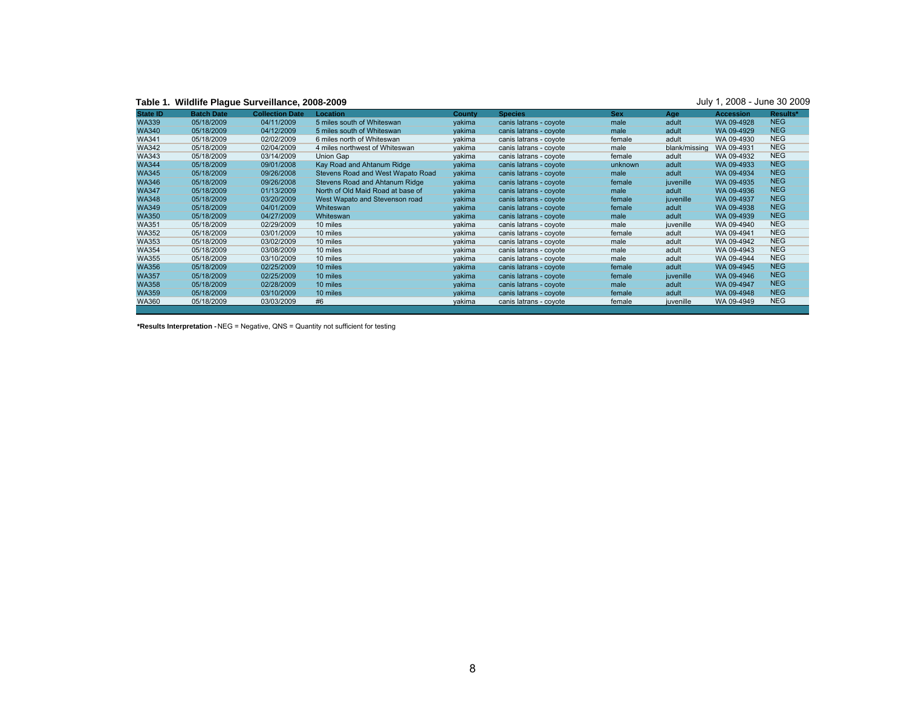**Table 1. Wildlife Plague Surveillance, 2008-2009**

July 1, 2008 - June 30 2009

| State ID | Batch Date | Collection Date | Location | County | Species | Sex | Age | Accession | Results* |
|---|---|---|---|---|---|---|---|---|---|
| WA339 | 05/18/2009 | 04/11/2009 | 5 miles south of Whiteswan | yakima | canis latrans - coyote | male | adult | WA 09-4928 | NEG |
| WA340 | 05/18/2009 | 04/12/2009 | 5 miles south of Whiteswan | yakima | canis latrans - coyote | male | adult | WA 09-4929 | NEG |
| WA341 | 05/18/2009 | 02/02/2009 | 6 miles north of Whiteswan | yakima | canis latrans - coyote | female | adult | WA 09-4930 | NEG |
| WA342 | 05/18/2009 | 02/04/2009 | 4 miles northwest of Whiteswan | yakima | canis latrans - coyote | male | blank/missing | WA 09-4931 | NEG |
| WA343 | 05/18/2009 | 03/14/2009 | Union Gap | yakima | canis latrans - coyote | female | adult | WA 09-4932 | NEG |
| WA344 | 05/18/2009 | 09/01/2008 | Kay Road and Ahtanum Ridge | yakima | canis latrans - coyote | unknown | adult | WA 09-4933 | NEG |
| WA345 | 05/18/2009 | 09/26/2008 | Stevens Road and West Wapato Road | yakima | canis latrans - coyote | male | adult | WA 09-4934 | NEG |
| WA346 | 05/18/2009 | 09/26/2008 | Stevens Road and Ahtanum Ridge | yakima | canis latrans - coyote | female | juvenille | WA 09-4935 | NEG |
| WA347 | 05/18/2009 | 01/13/2009 | North of Old Maid Road at base of | yakima | canis latrans - coyote | male | adult | WA 09-4936 | NEG |
| WA348 | 05/18/2009 | 03/20/2009 | West Wapato and Stevenson road | yakima | canis latrans - coyote | female | juvenille | WA 09-4937 | NEG |
| WA349 | 05/18/2009 | 04/01/2009 | Whiteswan | yakima | canis latrans - coyote | female | adult | WA 09-4938 | NEG |
| WA350 | 05/18/2009 | 04/27/2009 | Whiteswan | yakima | canis latrans - coyote | male | adult | WA 09-4939 | NEG |
| WA351 | 05/18/2009 | 02/29/2009 | 10 miles | yakima | canis latrans - coyote | male | juvenille | WA 09-4940 | NEG |
| WA352 | 05/18/2009 | 03/01/2009 | 10 miles | yakima | canis latrans - coyote | female | adult | WA 09-4941 | NEG |
| WA353 | 05/18/2009 | 03/02/2009 | 10 miles | yakima | canis latrans - coyote | male | adult | WA 09-4942 | NEG |
| WA354 | 05/18/2009 | 03/08/2009 | 10 miles | yakima | canis latrans - coyote | male | adult | WA 09-4943 | NEG |
| WA355 | 05/18/2009 | 03/10/2009 | 10 miles | yakima | canis latrans - coyote | male | adult | WA 09-4944 | NEG |
| WA356 | 05/18/2009 | 02/25/2009 | 10 miles | yakima | canis latrans - coyote | female | adult | WA 09-4945 | NEG |
| WA357 | 05/18/2009 | 02/25/2009 | 10 miles | yakima | canis latrans - coyote | female | juvenille | WA 09-4946 | NEG |
| WA358 | 05/18/2009 | 02/28/2009 | 10 miles | yakima | canis latrans - coyote | male | adult | WA 09-4947 | NEG |
| WA359 | 05/18/2009 | 03/10/2009 | 10 miles | yakima | canis latrans - coyote | female | adult | WA 09-4948 | NEG |
| WA360 | 05/18/2009 | 03/03/2009 | #6 | yakima | canis latrans - coyote | female | juvenille | WA 09-4949 | NEG |

**\*Results Interpretation -** NEG = Negative, QNS = Quantity not sufficient for testing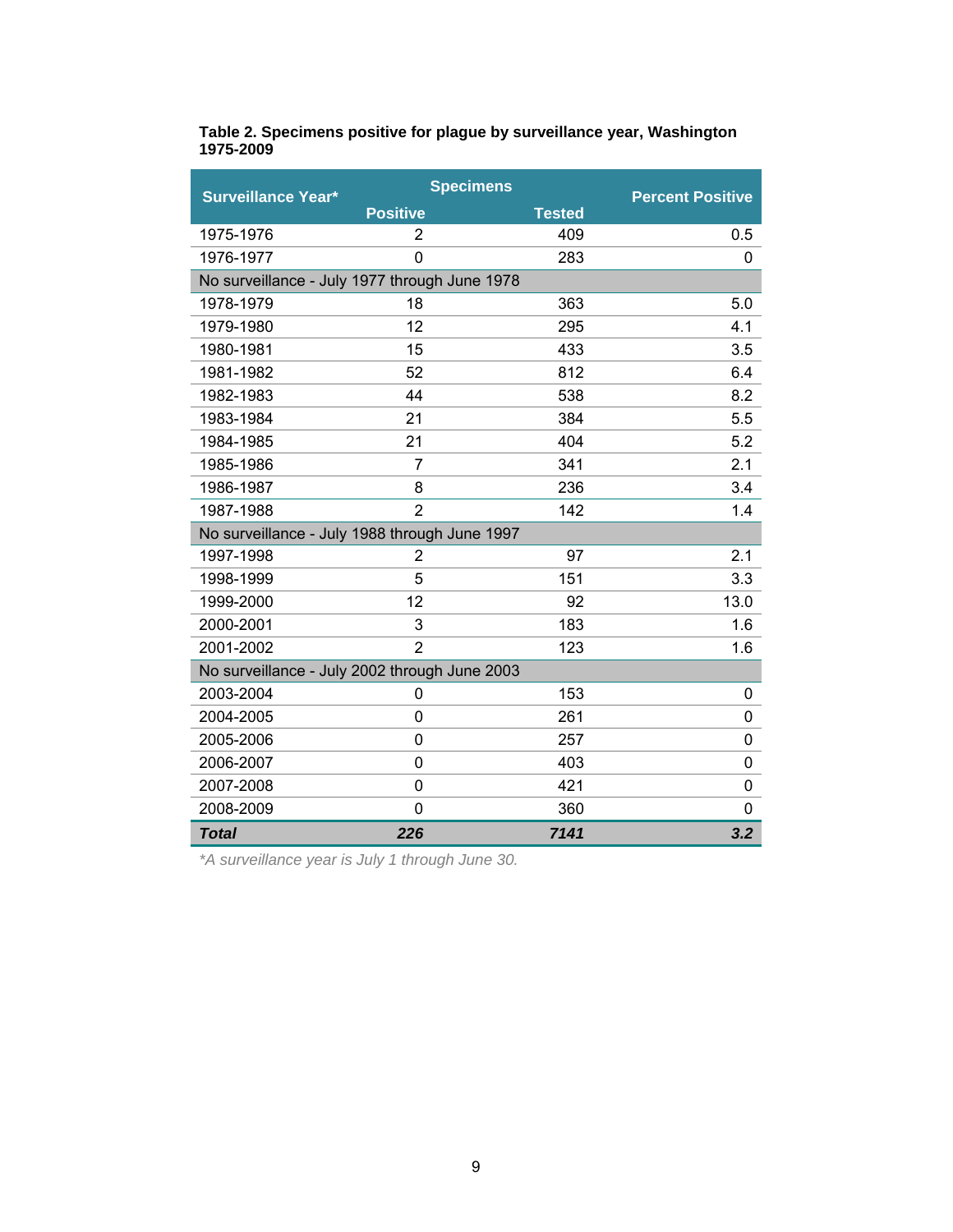**Table 2. Specimens positive for plague by surveillance year, Washington 1975-2009**

| Surveillance Year* | Specimens | | Percent Positive |
|---|---|---|---|
| | Positive | Tested | |
| 1975-1976 | 2 | 409 | 0.5 |
| 1976-1977 | 0 | 283 | 0 |
| No surveillance - July 1977 through June 1978 | | | |
| 1978-1979 | 18 | 363 | 5.0 |
| 1979-1980 | 12 | 295 | 4.1 |
| 1980-1981 | 15 | 433 | 3.5 |
| 1981-1982 | 52 | 812 | 6.4 |
| 1982-1983 | 44 | 538 | 8.2 |
| 1983-1984 | 21 | 384 | 5.5 |
| 1984-1985 | 21 | 404 | 5.2 |
| 1985-1986 | 7 | 341 | 2.1 |
| 1986-1987 | 8 | 236 | 3.4 |
| 1987-1988 | 2 | 142 | 1.4 |
| No surveillance - July 1988 through June 1997 | | | |
| 1997-1998 | 2 | 97 | 2.1 |
| 1998-1999 | 5 | 151 | 3.3 |
| 1999-2000 | 12 | 92 | 13.0 |
| 2000-2001 | 3 | 183 | 1.6 |
| 2001-2002 | 2 | 123 | 1.6 |
| No surveillance - July 2002 through June 2003 | | | |
| 2003-2004 | 0 | 153 | 0 |
| 2004-2005 | 0 | 261 | 0 |
| 2005-2006 | 0 | 257 | 0 |
| 2006-2007 | 0 | 403 | 0 |
| 2007-2008 | 0 | 421 | 0 |
| 2008-2009 | 0 | 360 | 0 |
| ***Total*** | ***226*** | ***7141*** | ***3.2*** |

*A surveillance year is July 1 through June 30.*